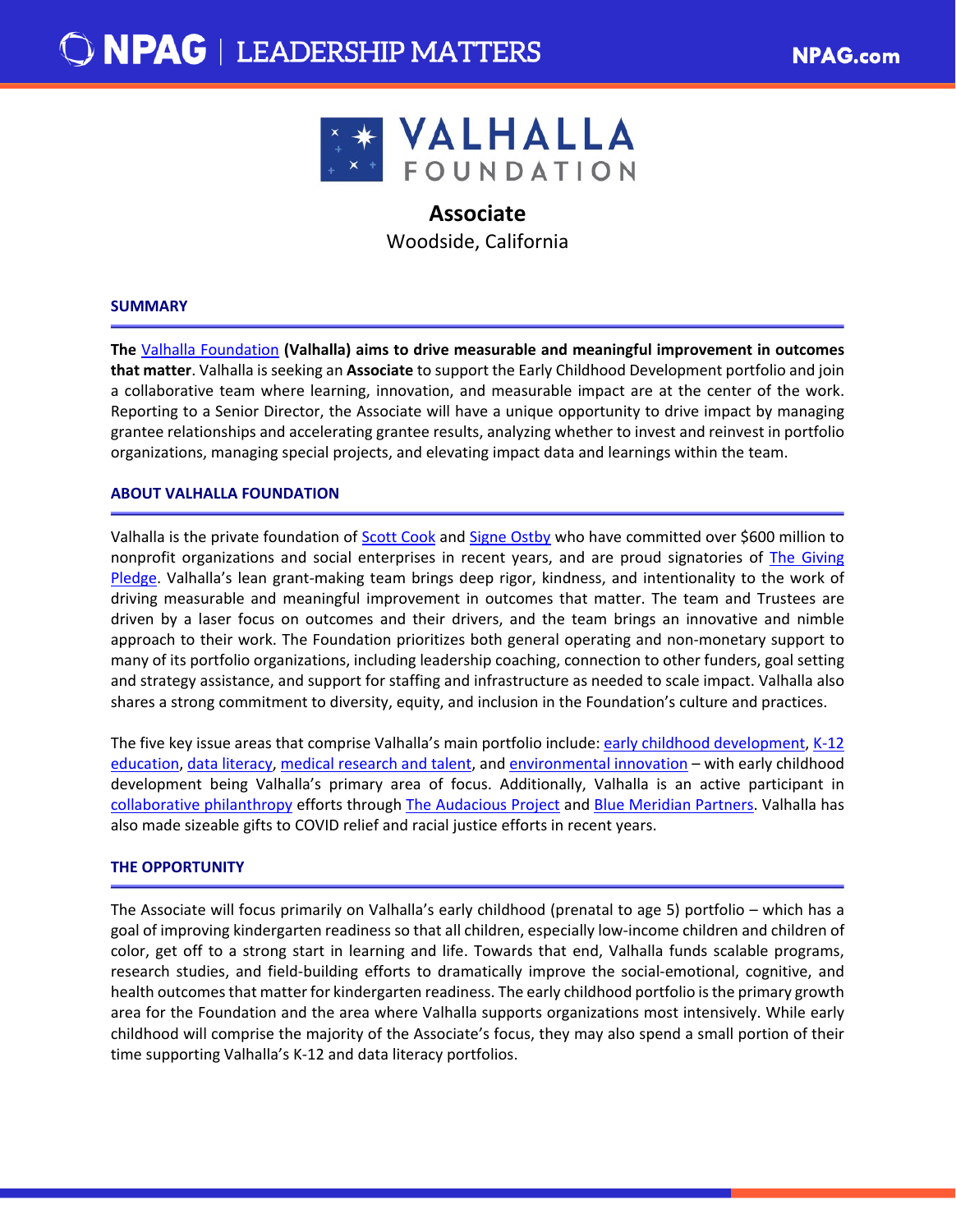# Associate

Woodside, California

## SUMMARY

**The** Valhalla Foundation **(Valhalla) aims to drive measurable and meaningful improvement in outcomes that matter**. Valhalla is seeking an **Associate** to support the Early Childhood Development portfolio and join a collaborative team where learning, innovation, and measurable impact are at the center of the work. Reporting to a Senior Director, the Associate will have a unique opportunity to drive impact by managing grantee relationships and accelerating grantee results, analyzing whether to invest and reinvest in portfolio organizations, managing special projects, and elevating impact data and learnings within the team.

## ABOUT VALHALLA FOUNDATION

Valhalla is the private foundation of Scott Cook and Signe Ostby who have committed over $600 million to nonprofit organizations and social enterprises in recent years, and are proud signatories of The Giving Pledge. Valhalla's lean grant-making team brings deep rigor, kindness, and intentionality to the work of driving measurable and meaningful improvement in outcomes that matter. The team and Trustees are driven by a laser focus on outcomes and their drivers, and the team brings an innovative and nimble approach to their work. The Foundation prioritizes both general operating and non-monetary support to many of its portfolio organizations, including leadership coaching, connection to other funders, goal setting and strategy assistance, and support for staffing and infrastructure as needed to scale impact. Valhalla also shares a strong commitment to diversity, equity, and inclusion in the Foundation's culture and practices.

The five key issue areas that comprise Valhalla's main portfolio include: early childhood development, K-12 education, data literacy, medical research and talent, and environmental innovation – with early childhood development being Valhalla's primary area of focus. Additionally, Valhalla is an active participant in collaborative philanthropy efforts through The Audacious Project and Blue Meridian Partners. Valhalla has also made sizeable gifts to COVID relief and racial justice efforts in recent years.

## THE OPPORTUNITY

The Associate will focus primarily on Valhalla's early childhood (prenatal to age 5) portfolio – which has a goal of improving kindergarten readiness so that all children, especially low-income children and children of color, get off to a strong start in learning and life. Towards that end, Valhalla funds scalable programs, research studies, and field-building efforts to dramatically improve the social-emotional, cognitive, and health outcomes that matter for kindergarten readiness. The early childhood portfolio is the primary growth area for the Foundation and the area where Valhalla supports organizations most intensively. While early childhood will comprise the majority of the Associate's focus, they may also spend a small portion of their time supporting Valhalla's K-12 and data literacy portfolios.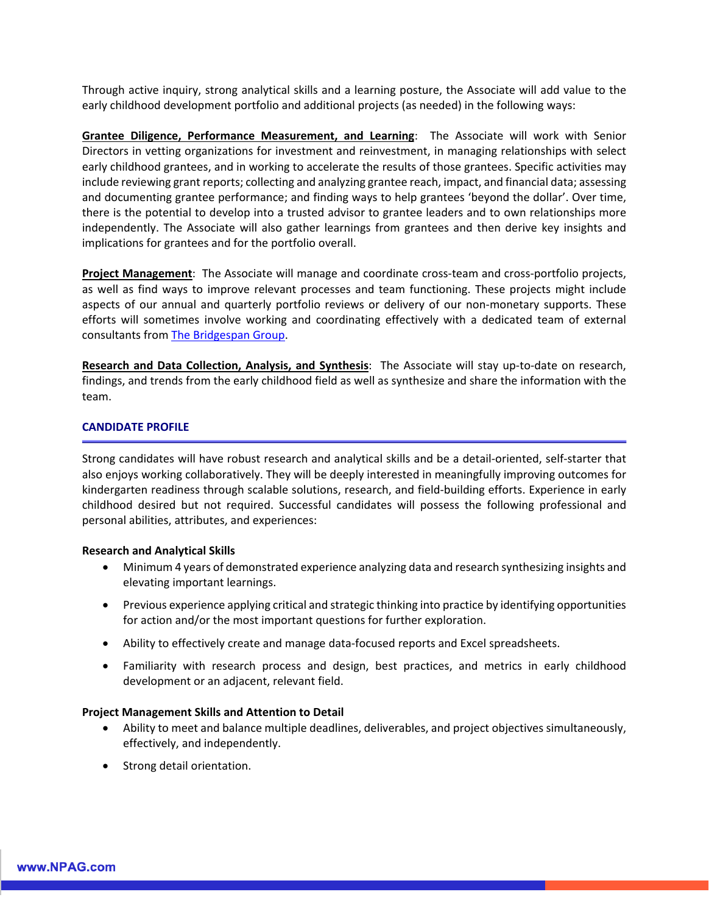Through active inquiry, strong analytical skills and a learning posture, the Associate will add value to the early childhood development portfolio and additional projects (as needed) in the following ways:

**Grantee Diligence, Performance Measurement, and Learning**: The Associate will work with Senior Directors in vetting organizations for investment and reinvestment, in managing relationships with select early childhood grantees, and in working to accelerate the results of those grantees. Specific activities may include reviewing grant reports; collecting and analyzing grantee reach, impact, and financial data; assessing and documenting grantee performance; and finding ways to help grantees 'beyond the dollar'. Over time, there is the potential to develop into a trusted advisor to grantee leaders and to own relationships more independently. The Associate will also gather learnings from grantees and then derive key insights and implications for grantees and for the portfolio overall.

**Project Management**: The Associate will manage and coordinate cross-team and cross-portfolio projects, as well as find ways to improve relevant processes and team functioning. These projects might include aspects of our annual and quarterly portfolio reviews or delivery of our non-monetary supports. These efforts will sometimes involve working and coordinating effectively with a dedicated team of external consultants from The Bridgespan Group.

**Research and Data Collection, Analysis, and Synthesis**: The Associate will stay up-to-date on research, findings, and trends from the early childhood field as well as synthesize and share the information with the team.

## CANDIDATE PROFILE

Strong candidates will have robust research and analytical skills and be a detail-oriented, self-starter that also enjoys working collaboratively. They will be deeply interested in meaningfully improving outcomes for kindergarten readiness through scalable solutions, research, and field-building efforts. Experience in early childhood desired but not required. Successful candidates will possess the following professional and personal abilities, attributes, and experiences:

### Research and Analytical Skills

- Minimum 4 years of demonstrated experience analyzing data and research synthesizing insights and elevating important learnings.
- Previous experience applying critical and strategic thinking into practice by identifying opportunities for action and/or the most important questions for further exploration.
- Ability to effectively create and manage data-focused reports and Excel spreadsheets.
- Familiarity with research process and design, best practices, and metrics in early childhood development or an adjacent, relevant field.

### Project Management Skills and Attention to Detail

- Ability to meet and balance multiple deadlines, deliverables, and project objectives simultaneously, effectively, and independently.
- Strong detail orientation.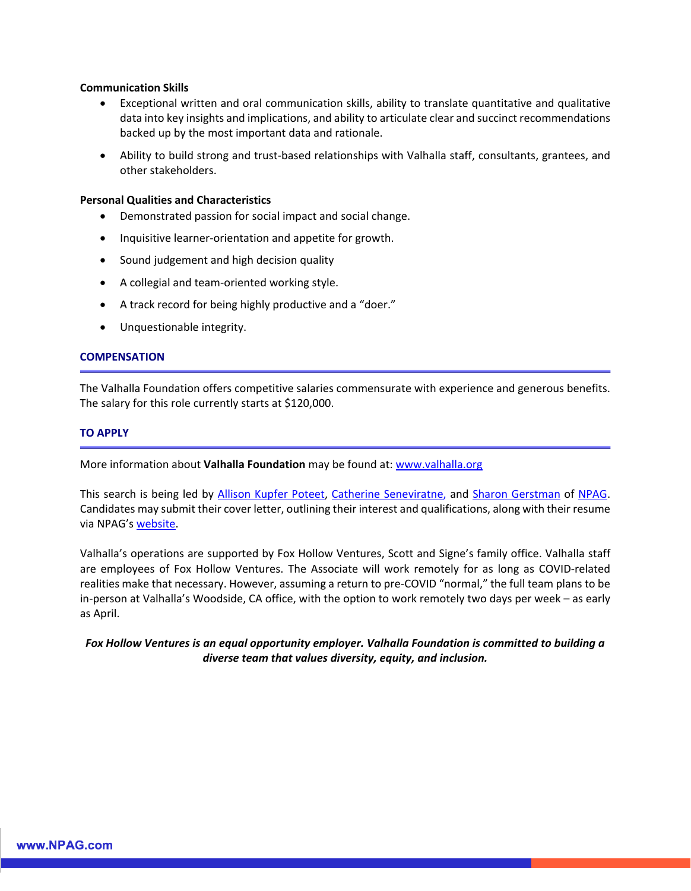**Communication Skills**

- Exceptional written and oral communication skills, ability to translate quantitative and qualitative data into key insights and implications, and ability to articulate clear and succinct recommendations backed up by the most important data and rationale.
- Ability to build strong and trust-based relationships with Valhalla staff, consultants, grantees, and other stakeholders.

**Personal Qualities and Characteristics**

- Demonstrated passion for social impact and social change.
- Inquisitive learner-orientation and appetite for growth.
- Sound judgement and high decision quality
- A collegial and team-oriented working style.
- A track record for being highly productive and a "doer."
- Unquestionable integrity.

## COMPENSATION

The Valhalla Foundation offers competitive salaries commensurate with experience and generous benefits. The salary for this role currently starts at $120,000.

## TO APPLY

More information about **Valhalla Foundation** may be found at: [www.valhalla.org](www.valhalla.org)

This search is being led by Allison Kupfer Poteet, Catherine Seneviratne, and Sharon Gerstman of NPAG. Candidates may submit their cover letter, outlining their interest and qualifications, along with their resume via NPAG's website.

Valhalla's operations are supported by Fox Hollow Ventures, Scott and Signe's family office. Valhalla staff are employees of Fox Hollow Ventures. The Associate will work remotely for as long as COVID-related realities make that necessary. However, assuming a return to pre-COVID "normal," the full team plans to be in-person at Valhalla's Woodside, CA office, with the option to work remotely two days per week – as early as April.

***Fox Hollow Ventures is an equal opportunity employer. Valhalla Foundation is committed to building a diverse team that values diversity, equity, and inclusion.***